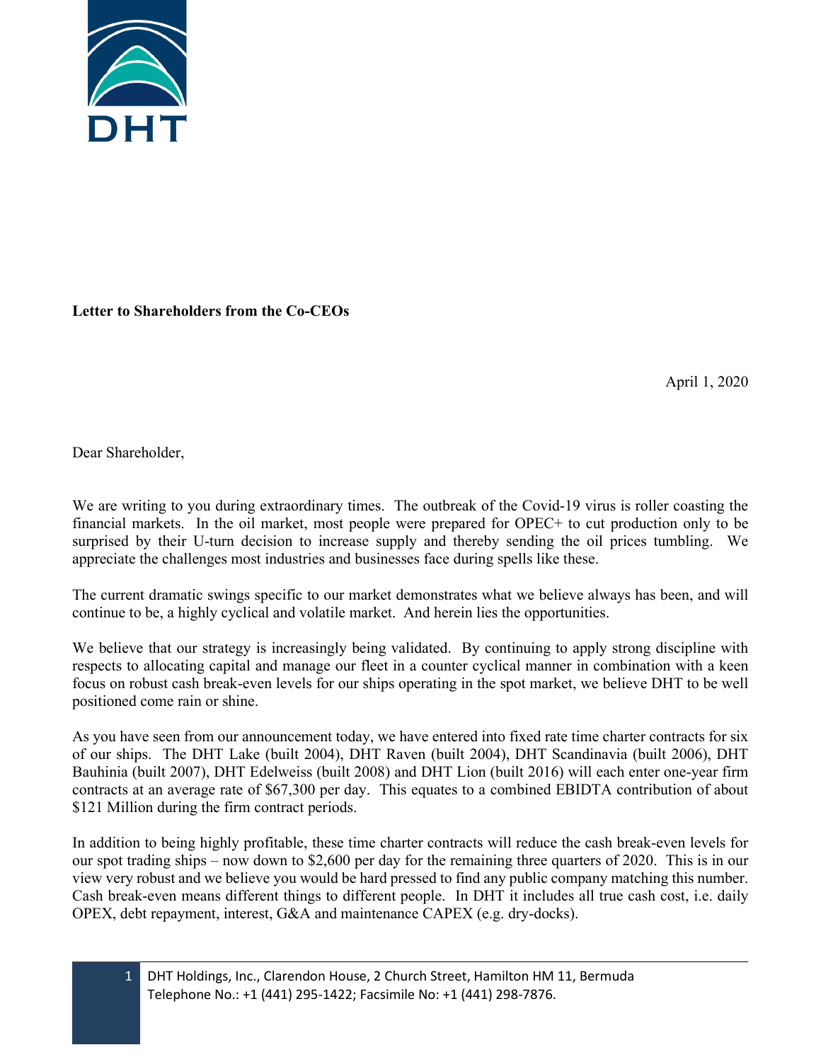**Letter to Shareholders from the Co-CEOs**

April 1, 2020

Dear Shareholder,

We are writing to you during extraordinary times. The outbreak of the Covid-19 virus is roller coasting the financial markets. In the oil market, most people were prepared for OPEC+ to cut production only to be surprised by their U-turn decision to increase supply and thereby sending the oil prices tumbling. We appreciate the challenges most industries and businesses face during spells like these.

The current dramatic swings specific to our market demonstrates what we believe always has been, and will continue to be, a highly cyclical and volatile market. And herein lies the opportunities.

We believe that our strategy is increasingly being validated. By continuing to apply strong discipline with respects to allocating capital and manage our fleet in a counter cyclical manner in combination with a keen focus on robust cash break-even levels for our ships operating in the spot market, we believe DHT to be well positioned come rain or shine.

As you have seen from our announcement today, we have entered into fixed rate time charter contracts for six of our ships. The DHT Lake (built 2004), DHT Raven (built 2004), DHT Scandinavia (built 2006), DHT Bauhinia (built 2007), DHT Edelweiss (built 2008) and DHT Lion (built 2016) will each enter one-year firm contracts at an average rate of $67,300 per day. This equates to a combined EBIDTA contribution of about $121 Million during the firm contract periods.

In addition to being highly profitable, these time charter contracts will reduce the cash break-even levels for our spot trading ships – now down to $2,600 per day for the remaining three quarters of 2020. This is in our view very robust and we believe you would be hard pressed to find any public company matching this number. Cash break-even means different things to different people. In DHT it includes all true cash cost, i.e. daily OPEX, debt repayment, interest, G&A and maintenance CAPEX (e.g. dry-docks).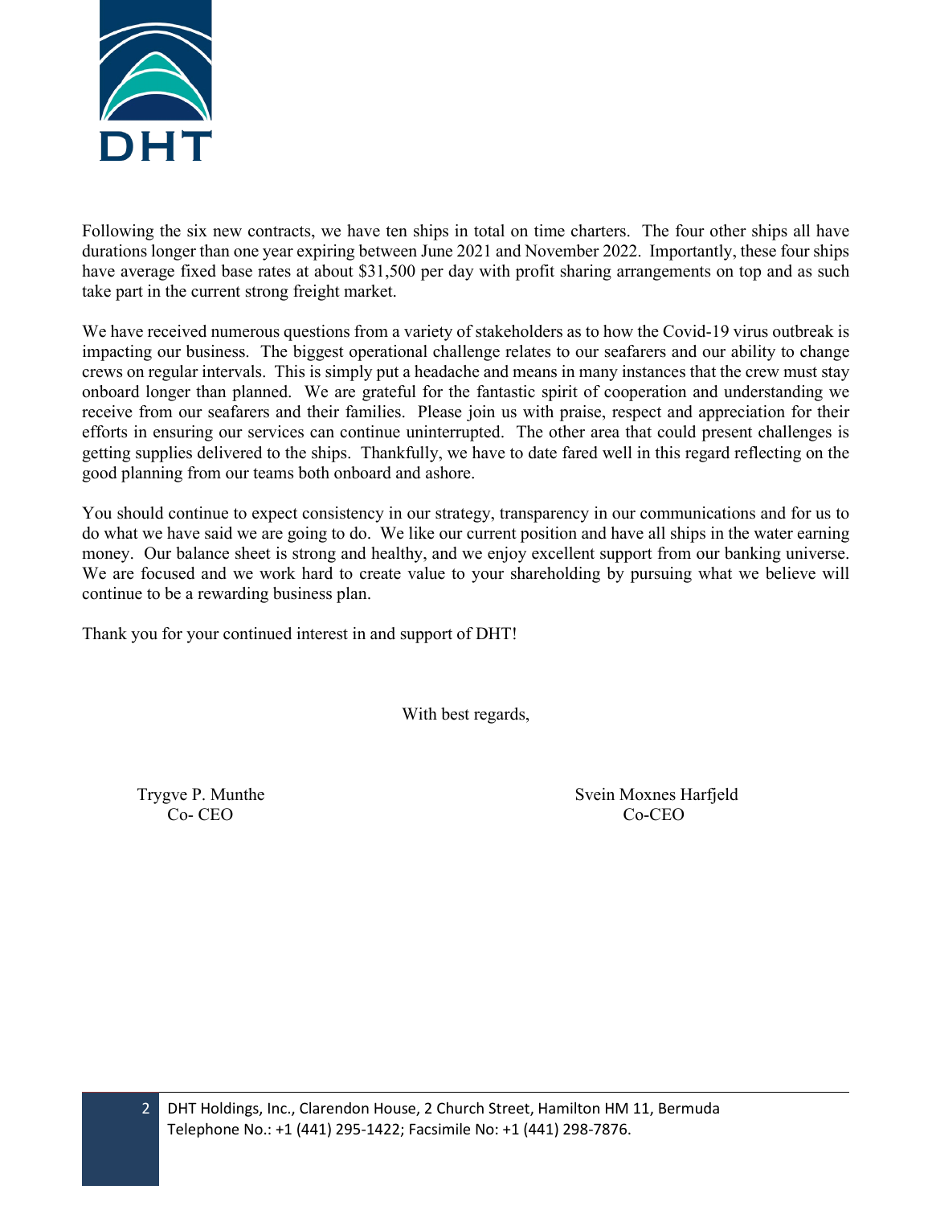Following the six new contracts, we have ten ships in total on time charters. The four other ships all have durations longer than one year expiring between June 2021 and November 2022. Importantly, these four ships have average fixed base rates at about $31,500 per day with profit sharing arrangements on top and as such take part in the current strong freight market.

We have received numerous questions from a variety of stakeholders as to how the Covid-19 virus outbreak is impacting our business. The biggest operational challenge relates to our seafarers and our ability to change crews on regular intervals. This is simply put a headache and means in many instances that the crew must stay onboard longer than planned. We are grateful for the fantastic spirit of cooperation and understanding we receive from our seafarers and their families. Please join us with praise, respect and appreciation for their efforts in ensuring our services can continue uninterrupted. The other area that could present challenges is getting supplies delivered to the ships. Thankfully, we have to date fared well in this regard reflecting on the good planning from our teams both onboard and ashore.

You should continue to expect consistency in our strategy, transparency in our communications and for us to do what we have said we are going to do. We like our current position and have all ships in the water earning money. Our balance sheet is strong and healthy, and we enjoy excellent support from our banking universe. We are focused and we work hard to create value to your shareholding by pursuing what we believe will continue to be a rewarding business plan.

Thank you for your continued interest in and support of DHT!

With best regards,

Trygve P. Munthe
Co- CEO

Svein Moxnes Harfjeld
Co-CEO

DHT Holdings, Inc., Clarendon House, 2 Church Street, Hamilton HM 11, Bermuda
Telephone No.: +1 (441) 295-1422; Facsimile No: +1 (441) 298-7876.